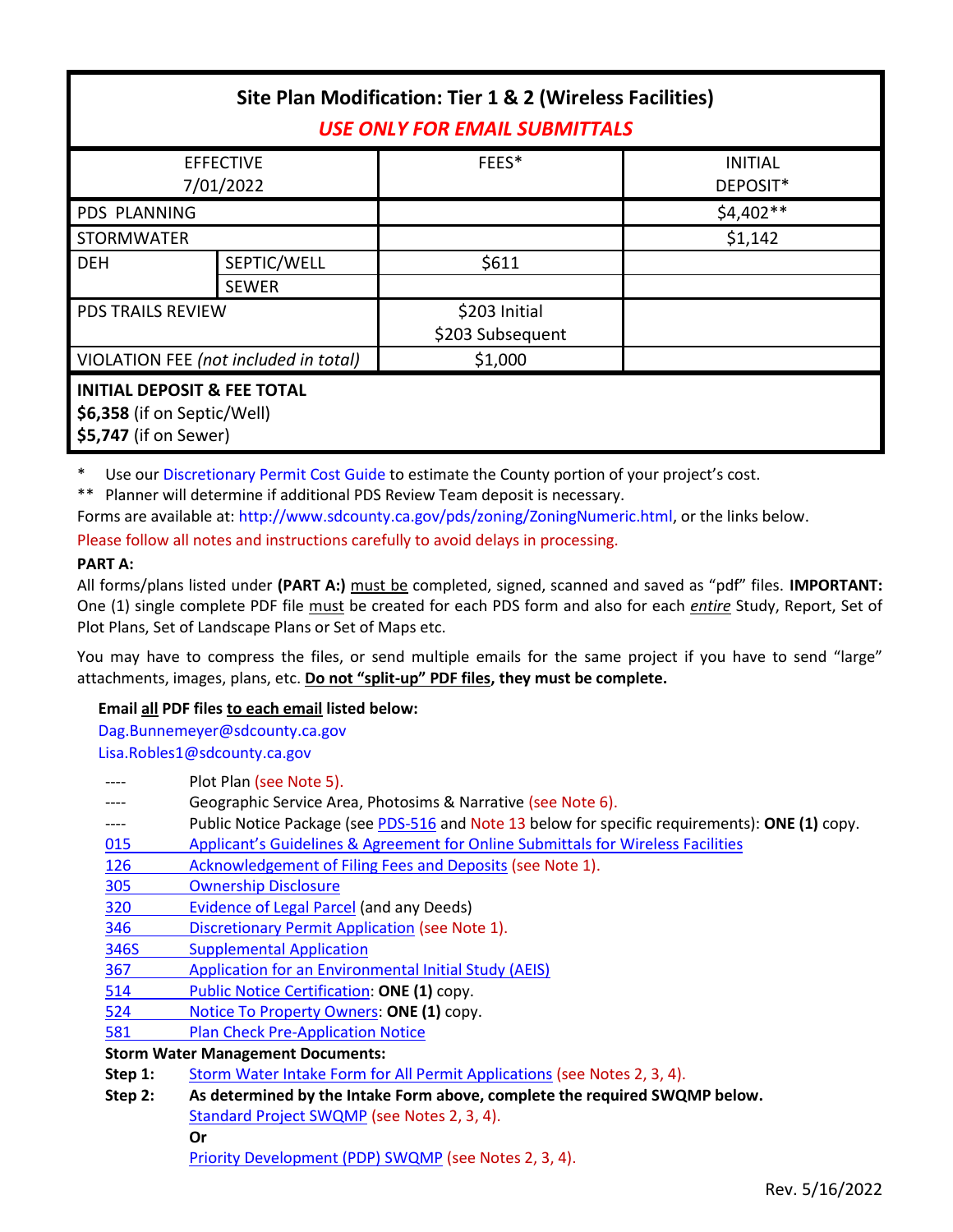# Site Plan Modification: Tier 1 & 2 (Wireless Facilities)

***USE ONLY FOR EMAIL SUBMITTALS***

| EFFECTIVE 7/01/2022 | | FEES* | INITIAL DEPOSIT* |
|---|---|---|---|
| PDS PLANNING | | | $4,402** |
| STORMWATER | | | $1,142 |
| DEH | SEPTIC/WELL | $611 | |
| | SEWER | | |
| PDS TRAILS REVIEW | | $203 Initial<br>$203 Subsequent | |
| VIOLATION FEE *(not included in total)* | | $1,000 | |
| **INITIAL DEPOSIT & FEE TOTAL**<br>**$6,358** (if on Septic/Well)<br>**$5,747** (if on Sewer) | | | |

\* Use our Discretionary Permit Cost Guide to estimate the County portion of your project's cost.

\*\* Planner will determine if additional PDS Review Team deposit is necessary.

Forms are available at: http://www.sdcounty.ca.gov/pds/zoning/ZoningNumeric.html, or the links below.

Please follow all notes and instructions carefully to avoid delays in processing.

**PART A:**

All forms/plans listed under **(PART A:)** must be completed, signed, scanned and saved as "pdf" files. **IMPORTANT:** One (1) single complete PDF file must be created for each PDS form and also for each *entire* Study, Report, Set of Plot Plans, Set of Landscape Plans or Set of Maps etc.

You may have to compress the files, or send multiple emails for the same project if you have to send "large" attachments, images, plans, etc. **Do not "split-up" PDF files, they must be complete.**

**Email all PDF files to each email listed below:**

Dag.Bunnemeyer@sdcounty.ca.gov
Lisa.Robles1@sdcounty.ca.gov

- ---- Plot Plan (see Note 5).
- ---- Geographic Service Area, Photosims & Narrative (see Note 6).
- ---- Public Notice Package (see PDS-516 and Note 13 below for specific requirements): **ONE (1)** copy.
- 015 Applicant's Guidelines & Agreement for Online Submittals for Wireless Facilities
- 126 Acknowledgement of Filing Fees and Deposits (see Note 1).
- 305 Ownership Disclosure
- 320 Evidence of Legal Parcel (and any Deeds)
- 346 Discretionary Permit Application (see Note 1).
- 346S Supplemental Application
- 367 Application for an Environmental Initial Study (AEIS)
- 514 Public Notice Certification: **ONE (1)** copy.
- 524 Notice To Property Owners: **ONE (1)** copy.
- 581 Plan Check Pre-Application Notice

**Storm Water Management Documents:**

**Step 1:** Storm Water Intake Form for All Permit Applications (see Notes 2, 3, 4).

**Step 2:** **As determined by the Intake Form above, complete the required SWQMP below.**
Standard Project SWQMP (see Notes 2, 3, 4).
**Or**
Priority Development (PDP) SWQMP (see Notes 2, 3, 4).

Rev. 5/16/2022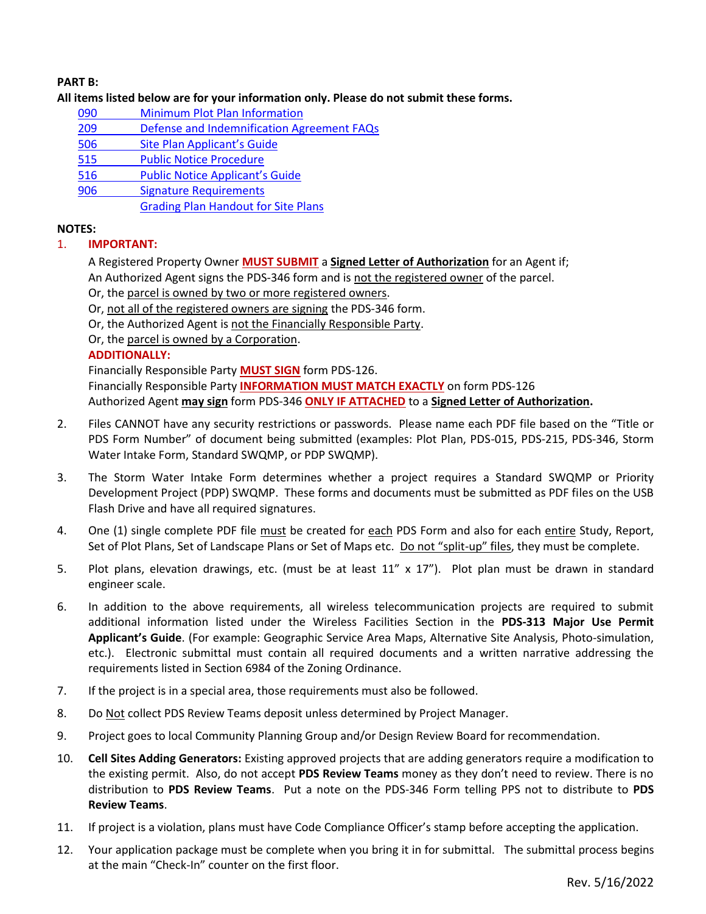**PART B:**

**All items listed below are for your information only. Please do not submit these forms.**

- 090 Minimum Plot Plan Information
- 209 Defense and Indemnification Agreement FAQs
- 506 Site Plan Applicant's Guide
- 515 Public Notice Procedure
- 516 Public Notice Applicant's Guide
- 906 Signature Requirements
- Grading Plan Handout for Site Plans

**NOTES:**

1. **IMPORTANT:**

   A Registered Property Owner **MUST SUBMIT** a **Signed Letter of Authorization** for an Agent if;
   An Authorized Agent signs the PDS-346 form and is not the registered owner of the parcel.
   Or, the parcel is owned by two or more registered owners.
   Or, not all of the registered owners are signing the PDS-346 form.
   Or, the Authorized Agent is not the Financially Responsible Party.
   Or, the parcel is owned by a Corporation.

   **ADDITIONALLY:**

   Financially Responsible Party **MUST SIGN** form PDS-126.
   Financially Responsible Party **INFORMATION MUST MATCH EXACTLY** on form PDS-126
   Authorized Agent **may sign** form PDS-346 **ONLY IF ATTACHED** to a **Signed Letter of Authorization.**

2. Files CANNOT have any security restrictions or passwords. Please name each PDF file based on the "Title or PDS Form Number" of document being submitted (examples: Plot Plan, PDS-015, PDS-215, PDS-346, Storm Water Intake Form, Standard SWQMP, or PDP SWQMP).

3. The Storm Water Intake Form determines whether a project requires a Standard SWQMP or Priority Development Project (PDP) SWQMP. These forms and documents must be submitted as PDF files on the USB Flash Drive and have all required signatures.

4. One (1) single complete PDF file must be created for each PDS Form and also for each entire Study, Report, Set of Plot Plans, Set of Landscape Plans or Set of Maps etc. Do not "split-up" files, they must be complete.

5. Plot plans, elevation drawings, etc. (must be at least 11" x 17"). Plot plan must be drawn in standard engineer scale.

6. In addition to the above requirements, all wireless telecommunication projects are required to submit additional information listed under the Wireless Facilities Section in the **PDS-313 Major Use Permit Applicant's Guide**. (For example: Geographic Service Area Maps, Alternative Site Analysis, Photo-simulation, etc.). Electronic submittal must contain all required documents and a written narrative addressing the requirements listed in Section 6984 of the Zoning Ordinance.

7. If the project is in a special area, those requirements must also be followed.

8. Do Not collect PDS Review Teams deposit unless determined by Project Manager.

9. Project goes to local Community Planning Group and/or Design Review Board for recommendation.

10. **Cell Sites Adding Generators:** Existing approved projects that are adding generators require a modification to the existing permit. Also, do not accept **PDS Review Teams** money as they don't need to review. There is no distribution to **PDS Review Teams**. Put a note on the PDS-346 Form telling PPS not to distribute to **PDS Review Teams**.

11. If project is a violation, plans must have Code Compliance Officer's stamp before accepting the application.

12. Your application package must be complete when you bring it in for submittal. The submittal process begins at the main "Check-In" counter on the first floor.

Rev. 5/16/2022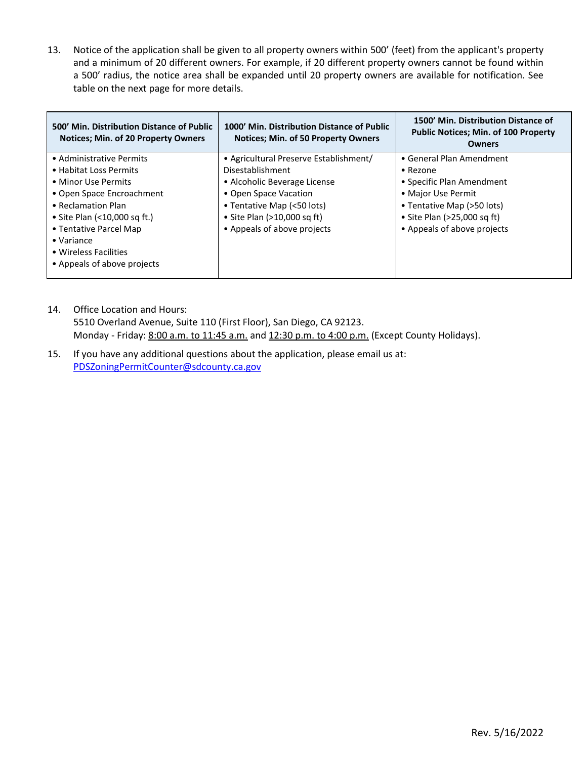13. Notice of the application shall be given to all property owners within 500' (feet) from the applicant's property and a minimum of 20 different owners. For example, if 20 different property owners cannot be found within a 500' radius, the notice area shall be expanded until 20 property owners are available for notification. See table on the next page for more details.

| **500' Min. Distribution Distance of Public Notices; Min. of 20 Property Owners** | **1000' Min. Distribution Distance of Public Notices; Min. of 50 Property Owners** | **1500' Min. Distribution Distance of Public Notices; Min. of 100 Property Owners** |
|---|---|---|
| • Administrative Permits<br>• Habitat Loss Permits<br>• Minor Use Permits<br>• Open Space Encroachment<br>• Reclamation Plan<br>• Site Plan (<10,000 sq ft.)<br>• Tentative Parcel Map<br>• Variance<br>• Wireless Facilities<br>• Appeals of above projects | • Agricultural Preserve Establishment/ Disestablishment<br>• Alcoholic Beverage License<br>• Open Space Vacation<br>• Tentative Map (<50 lots)<br>• Site Plan (>10,000 sq ft)<br>• Appeals of above projects | • General Plan Amendment<br>• Rezone<br>• Specific Plan Amendment<br>• Major Use Permit<br>• Tentative Map (>50 lots)<br>• Site Plan (>25,000 sq ft)<br>• Appeals of above projects |

14. Office Location and Hours:
    5510 Overland Avenue, Suite 110 (First Floor), San Diego, CA 92123.
    Monday - Friday: 8:00 a.m. to 11:45 a.m. and 12:30 p.m. to 4:00 p.m. (Except County Holidays).

15. If you have any additional questions about the application, please email us at:
    [PDSZoningPermitCounter@sdcounty.ca.gov](mailto:PDSZoningPermitCounter@sdcounty.ca.gov)

Rev. 5/16/2022